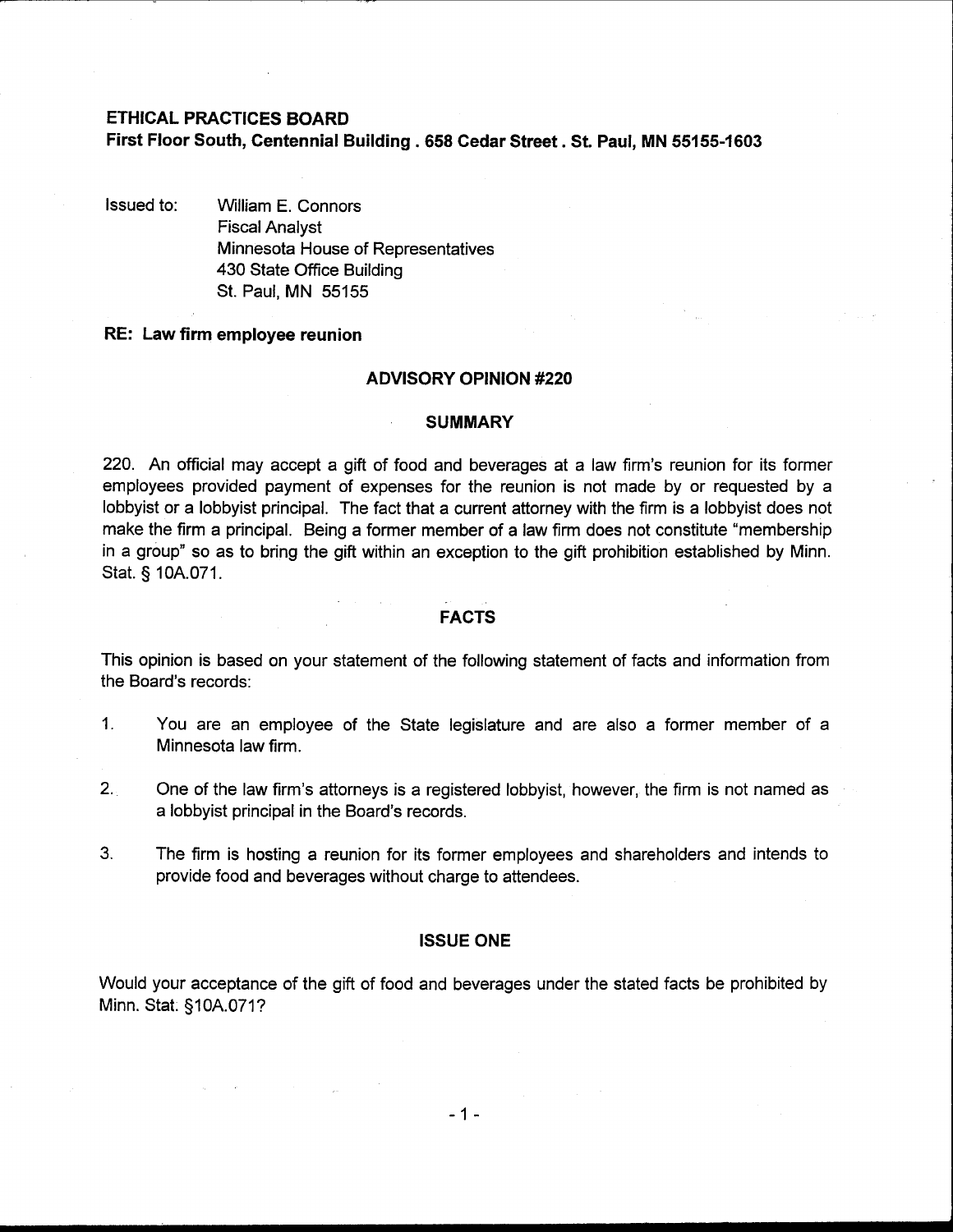**ETHICAL PRACTICES BOARD**
**First Floor South, Centennial Building . 658 Cedar Street . St. Paul, MN 55155-1603**

Issued to: William E. Connors
Fiscal Analyst
Minnesota House of Representatives
430 State Office Building
St. Paul, MN 55155

**RE: Law firm employee reunion**

## ADVISORY OPINION #220

### SUMMARY

220. An official may accept a gift of food and beverages at a law firm's reunion for its former employees provided payment of expenses for the reunion is not made by or requested by a lobbyist or a lobbyist principal. The fact that a current attorney with the firm is a lobbyist does not make the firm a principal. Being a former member of a law firm does not constitute "membership in a group" so as to bring the gift within an exception to the gift prohibition established by Minn. Stat. § 10A.071.

### FACTS

This opinion is based on your statement of the following statement of facts and information from the Board's records:

1. You are an employee of the State legislature and are also a former member of a Minnesota law firm.

2. One of the law firm's attorneys is a registered lobbyist, however, the firm is not named as a lobbyist principal in the Board's records.

3. The firm is hosting a reunion for its former employees and shareholders and intends to provide food and beverages without charge to attendees.

### ISSUE ONE

Would your acceptance of the gift of food and beverages under the stated facts be prohibited by Minn. Stat. §10A.071?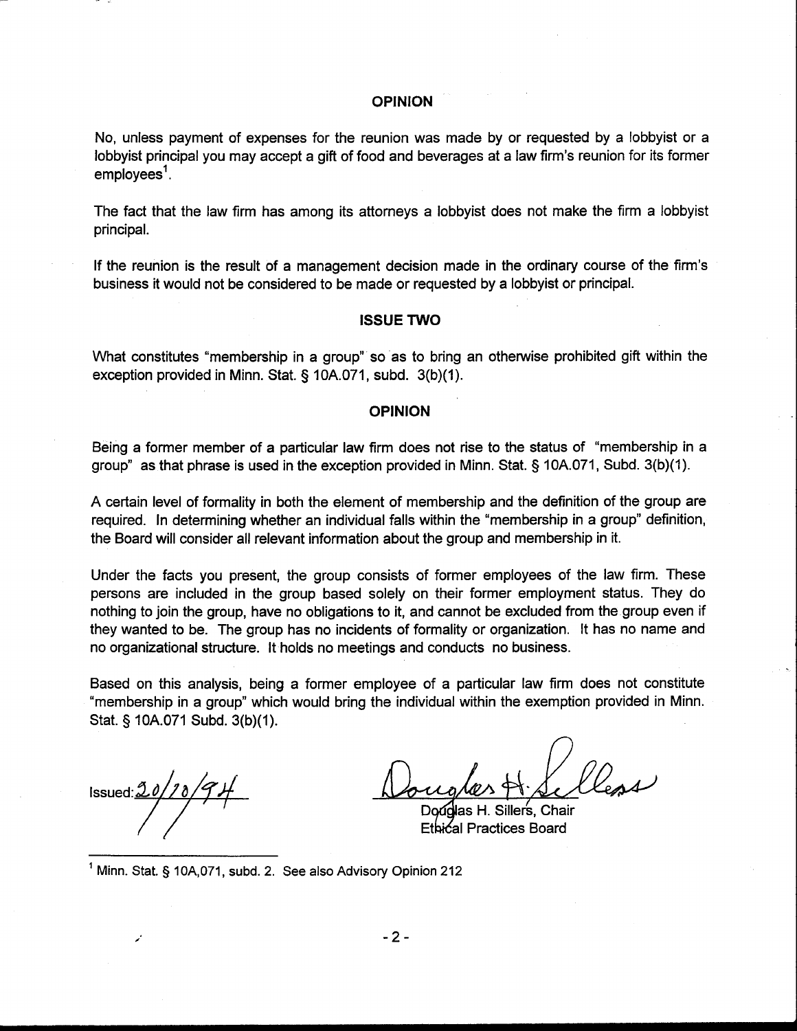## OPINION

No, unless payment of expenses for the reunion was made by or requested by a lobbyist or a lobbyist principal you may accept a gift of food and beverages at a law firm's reunion for its former employees[1].

The fact that the law firm has among its attorneys a lobbyist does not make the firm a lobbyist principal.

If the reunion is the result of a management decision made in the ordinary course of the firm's business it would not be considered to be made or requested by a lobbyist or principal.

## ISSUE TWO

What constitutes "membership in a group" so as to bring an otherwise prohibited gift within the exception provided in Minn. Stat. § 10A.071, subd. 3(b)(1).

## OPINION

Being a former member of a particular law firm does not rise to the status of "membership in a group" as that phrase is used in the exception provided in Minn. Stat. § 10A.071, Subd. 3(b)(1).

A certain level of formality in both the element of membership and the definition of the group are required. In determining whether an individual falls within the "membership in a group" definition, the Board will consider all relevant information about the group and membership in it.

Under the facts you present, the group consists of former employees of the law firm. These persons are included in the group based solely on their former employment status. They do nothing to join the group, have no obligations to it, and cannot be excluded from the group even if they wanted to be. The group has no incidents of formality or organization. It has no name and no organizational structure. It holds no meetings and conducts no business.

Based on this analysis, being a former employee of a particular law firm does not constitute "membership in a group" which would bring the individual within the exemption provided in Minn. Stat. § 10A.071 Subd. 3(b)(1).

Issued: 20/10/94

Douglas H. Sillers, Chair
Ethical Practices Board

[1] Minn. Stat. § 10A,071, subd. 2. See also Advisory Opinion 212